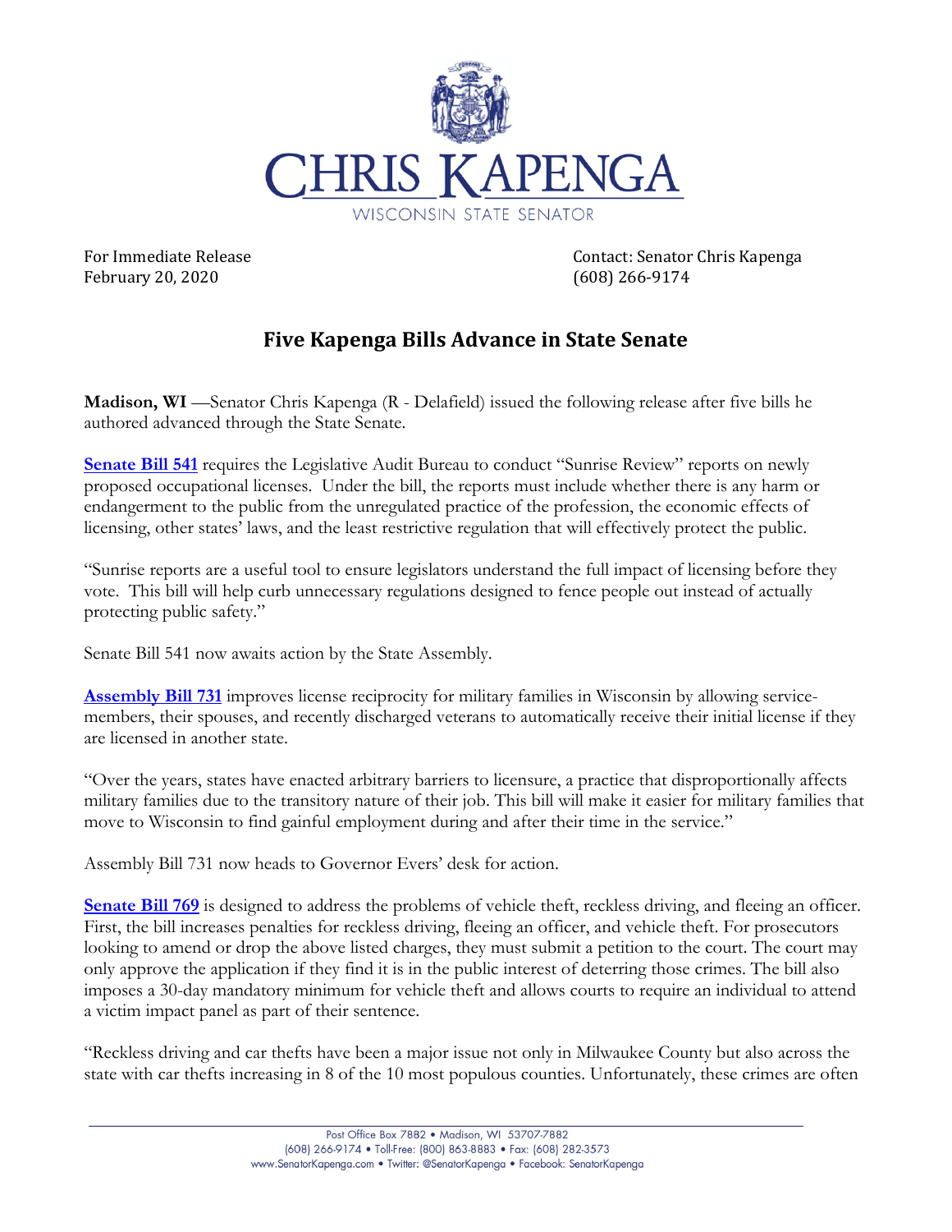# CHRIS KAPENGA

WISCONSIN STATE SENATOR

For Immediate Release
February 20, 2020

Contact: Senator Chris Kapenga
(608) 266-9174

## Five Kapenga Bills Advance in State Senate

**Madison, WI** —Senator Chris Kapenga (R - Delafield) issued the following release after five bills he authored advanced through the State Senate.

**Senate Bill 541** requires the Legislative Audit Bureau to conduct "Sunrise Review" reports on newly proposed occupational licenses. Under the bill, the reports must include whether there is any harm or endangerment to the public from the unregulated practice of the profession, the economic effects of licensing, other states' laws, and the least restrictive regulation that will effectively protect the public.

"Sunrise reports are a useful tool to ensure legislators understand the full impact of licensing before they vote. This bill will help curb unnecessary regulations designed to fence people out instead of actually protecting public safety."

Senate Bill 541 now awaits action by the State Assembly.

**Assembly Bill 731** improves license reciprocity for military families in Wisconsin by allowing service-members, their spouses, and recently discharged veterans to automatically receive their initial license if they are licensed in another state.

"Over the years, states have enacted arbitrary barriers to licensure, a practice that disproportionally affects military families due to the transitory nature of their job. This bill will make it easier for military families that move to Wisconsin to find gainful employment during and after their time in the service."

Assembly Bill 731 now heads to Governor Evers' desk for action.

**Senate Bill 769** is designed to address the problems of vehicle theft, reckless driving, and fleeing an officer. First, the bill increases penalties for reckless driving, fleeing an officer, and vehicle theft. For prosecutors looking to amend or drop the above listed charges, they must submit a petition to the court. The court may only approve the application if they find it is in the public interest of deterring those crimes. The bill also imposes a 30-day mandatory minimum for vehicle theft and allows courts to require an individual to attend a victim impact panel as part of their sentence.

"Reckless driving and car thefts have been a major issue not only in Milwaukee County but also across the state with car thefts increasing in 8 of the 10 most populous counties. Unfortunately, these crimes are often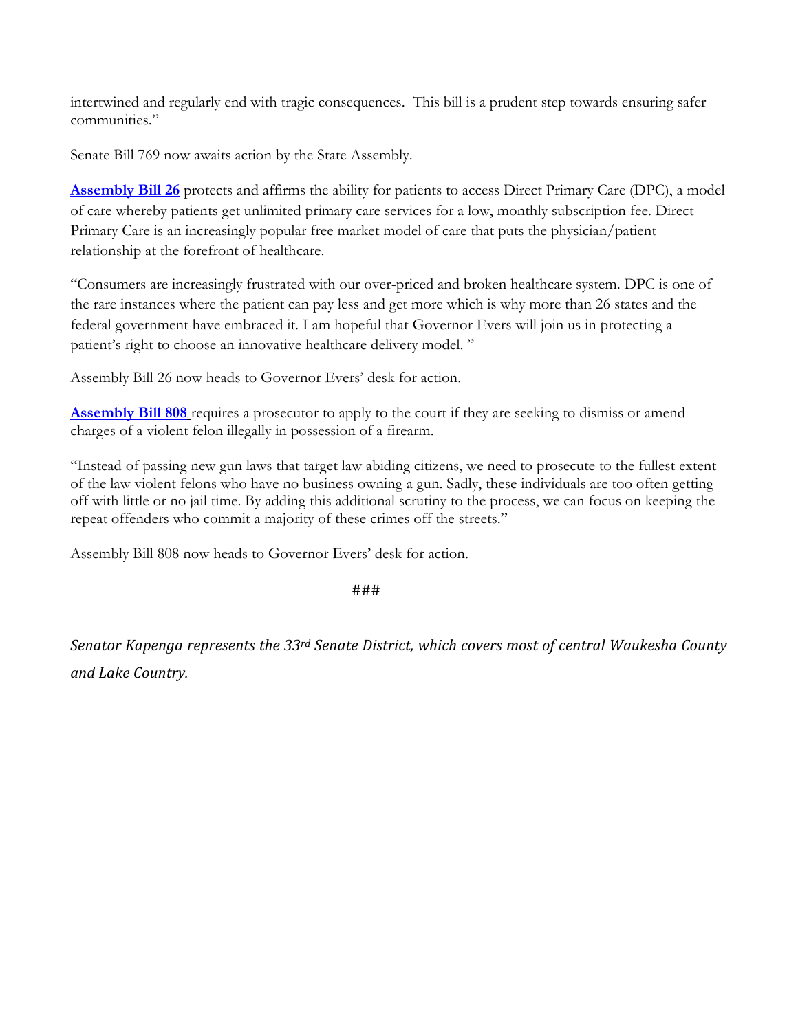intertwined and regularly end with tragic consequences.  This bill is a prudent step towards ensuring safer communities."

Senate Bill 769 now awaits action by the State Assembly.

**Assembly Bill 26** protects and affirms the ability for patients to access Direct Primary Care (DPC), a model of care whereby patients get unlimited primary care services for a low, monthly subscription fee. Direct Primary Care is an increasingly popular free market model of care that puts the physician/patient relationship at the forefront of healthcare.

"Consumers are increasingly frustrated with our over-priced and broken healthcare system. DPC is one of the rare instances where the patient can pay less and get more which is why more than 26 states and the federal government have embraced it. I am hopeful that Governor Evers will join us in protecting a patient's right to choose an innovative healthcare delivery model. "

Assembly Bill 26 now heads to Governor Evers' desk for action.

**Assembly Bill 808** requires a prosecutor to apply to the court if they are seeking to dismiss or amend charges of a violent felon illegally in possession of a firearm.

"Instead of passing new gun laws that target law abiding citizens, we need to prosecute to the fullest extent of the law violent felons who have no business owning a gun. Sadly, these individuals are too often getting off with little or no jail time. By adding this additional scrutiny to the process, we can focus on keeping the repeat offenders who commit a majority of these crimes off the streets."

Assembly Bill 808 now heads to Governor Evers' desk for action.

###

*Senator Kapenga represents the 33rd Senate District, which covers most of central Waukesha County and Lake Country.*